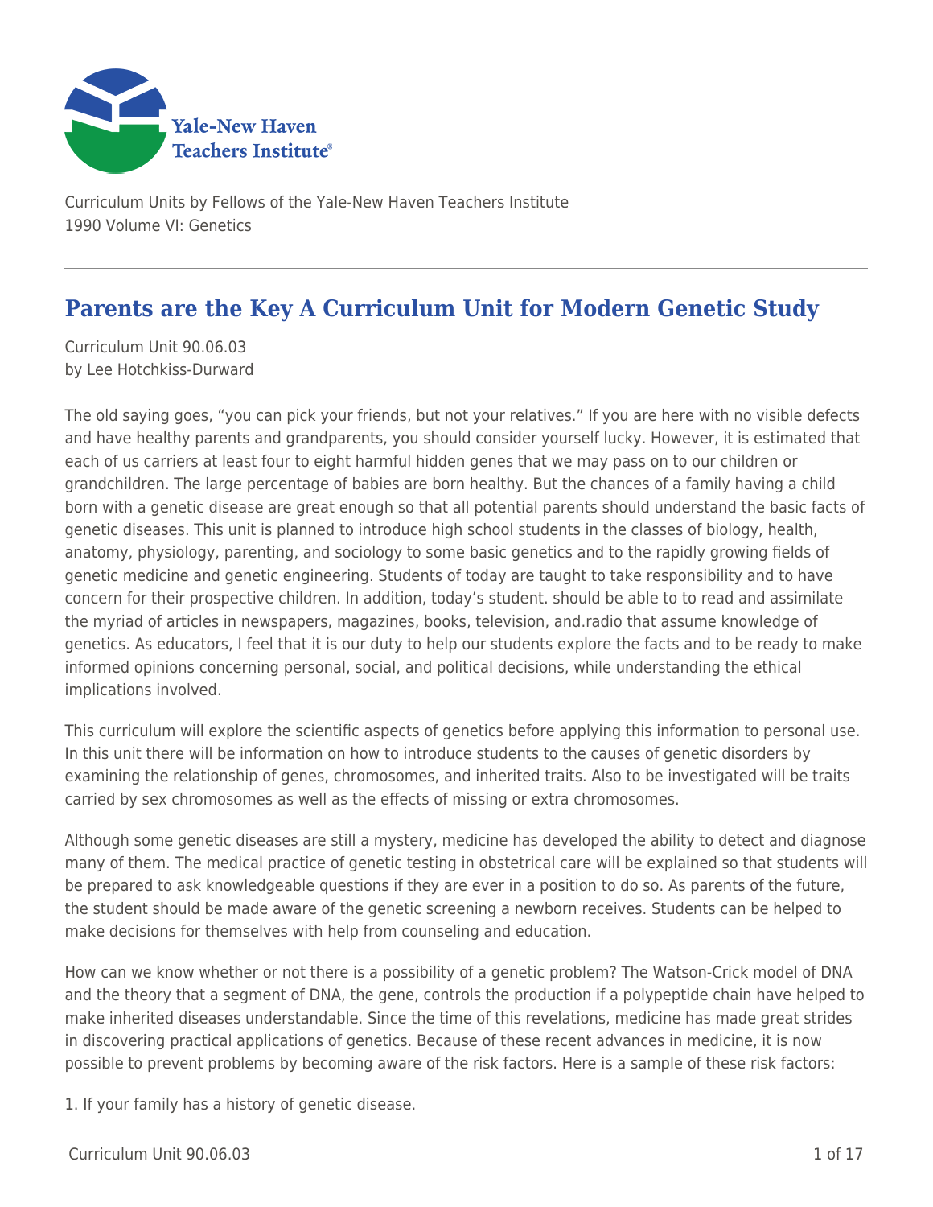Yale-New Haven Teachers Institute

Curriculum Units by Fellows of the Yale-New Haven Teachers Institute
1990 Volume VI: Genetics

# Parents are the Key A Curriculum Unit for Modern Genetic Study

Curriculum Unit 90.06.03
by Lee Hotchkiss-Durward

The old saying goes, "you can pick your friends, but not your relatives." If you are here with no visible defects and have healthy parents and grandparents, you should consider yourself lucky. However, it is estimated that each of us carriers at least four to eight harmful hidden genes that we may pass on to our children or grandchildren. The large percentage of babies are born healthy. But the chances of a family having a child born with a genetic disease are great enough so that all potential parents should understand the basic facts of genetic diseases. This unit is planned to introduce high school students in the classes of biology, health, anatomy, physiology, parenting, and sociology to some basic genetics and to the rapidly growing fields of genetic medicine and genetic engineering. Students of today are taught to take responsibility and to have concern for their prospective children. In addition, today's student. should be able to to read and assimilate the myriad of articles in newspapers, magazines, books, television, and.radio that assume knowledge of genetics. As educators, I feel that it is our duty to help our students explore the facts and to be ready to make informed opinions concerning personal, social, and political decisions, while understanding the ethical implications involved.

This curriculum will explore the scientific aspects of genetics before applying this information to personal use. In this unit there will be information on how to introduce students to the causes of genetic disorders by examining the relationship of genes, chromosomes, and inherited traits. Also to be investigated will be traits carried by sex chromosomes as well as the effects of missing or extra chromosomes.

Although some genetic diseases are still a mystery, medicine has developed the ability to detect and diagnose many of them. The medical practice of genetic testing in obstetrical care will be explained so that students will be prepared to ask knowledgeable questions if they are ever in a position to do so. As parents of the future, the student should be made aware of the genetic screening a newborn receives. Students can be helped to make decisions for themselves with help from counseling and education.

How can we know whether or not there is a possibility of a genetic problem? The Watson-Crick model of DNA and the theory that a segment of DNA, the gene, controls the production if a polypeptide chain have helped to make inherited diseases understandable. Since the time of this revelations, medicine has made great strides in discovering practical applications of genetics. Because of these recent advances in medicine, it is now possible to prevent problems by becoming aware of the risk factors. Here is a sample of these risk factors:

1. If your family has a history of genetic disease.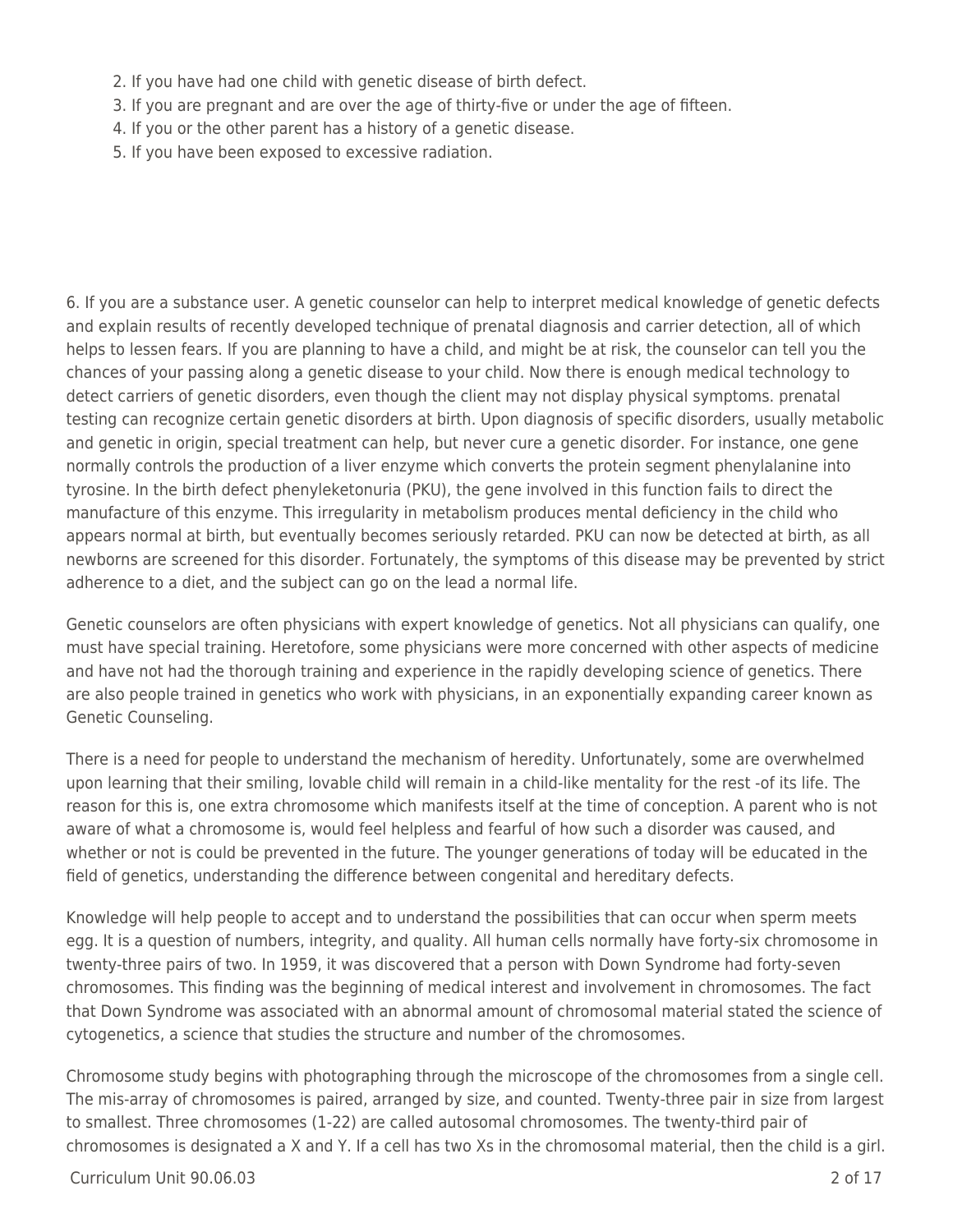2. If you have had one child with genetic disease of birth defect.
3. If you are pregnant and are over the age of thirty-five or under the age of fifteen.
4. If you or the other parent has a history of a genetic disease.
5. If you have been exposed to excessive radiation.

6. If you are a substance user. A genetic counselor can help to interpret medical knowledge of genetic defects and explain results of recently developed technique of prenatal diagnosis and carrier detection, all of which helps to lessen fears. If you are planning to have a child, and might be at risk, the counselor can tell you the chances of your passing along a genetic disease to your child. Now there is enough medical technology to detect carriers of genetic disorders, even though the client may not display physical symptoms. prenatal testing can recognize certain genetic disorders at birth. Upon diagnosis of specific disorders, usually metabolic and genetic in origin, special treatment can help, but never cure a genetic disorder. For instance, one gene normally controls the production of a liver enzyme which converts the protein segment phenylalanine into tyrosine. In the birth defect phenyleketonuria (PKU), the gene involved in this function fails to direct the manufacture of this enzyme. This irregularity in metabolism produces mental deficiency in the child who appears normal at birth, but eventually becomes seriously retarded. PKU can now be detected at birth, as all newborns are screened for this disorder. Fortunately, the symptoms of this disease may be prevented by strict adherence to a diet, and the subject can go on the lead a normal life.

Genetic counselors are often physicians with expert knowledge of genetics. Not all physicians can qualify, one must have special training. Heretofore, some physicians were more concerned with other aspects of medicine and have not had the thorough training and experience in the rapidly developing science of genetics. There are also people trained in genetics who work with physicians, in an exponentially expanding career known as Genetic Counseling.

There is a need for people to understand the mechanism of heredity. Unfortunately, some are overwhelmed upon learning that their smiling, lovable child will remain in a child-like mentality for the rest -of its life. The reason for this is, one extra chromosome which manifests itself at the time of conception. A parent who is not aware of what a chromosome is, would feel helpless and fearful of how such a disorder was caused, and whether or not is could be prevented in the future. The younger generations of today will be educated in the field of genetics, understanding the difference between congenital and hereditary defects.

Knowledge will help people to accept and to understand the possibilities that can occur when sperm meets egg. It is a question of numbers, integrity, and quality. All human cells normally have forty-six chromosome in twenty-three pairs of two. In 1959, it was discovered that a person with Down Syndrome had forty-seven chromosomes. This finding was the beginning of medical interest and involvement in chromosomes. The fact that Down Syndrome was associated with an abnormal amount of chromosomal material stated the science of cytogenetics, a science that studies the structure and number of the chromosomes.

Chromosome study begins with photographing through the microscope of the chromosomes from a single cell. The mis-array of chromosomes is paired, arranged by size, and counted. Twenty-three pair in size from largest to smallest. Three chromosomes (1-22) are called autosomal chromosomes. The twenty-third pair of chromosomes is designated a X and Y. If a cell has two Xs in the chromosomal material, then the child is a girl.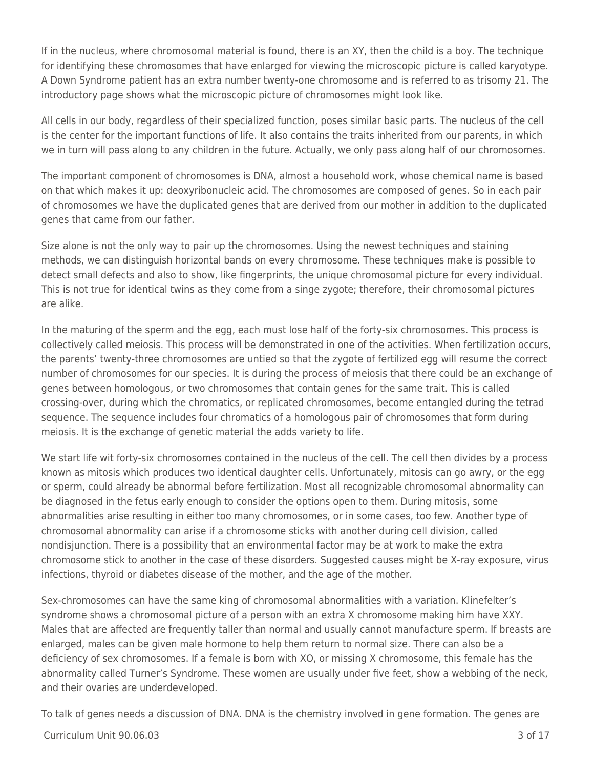If in the nucleus, where chromosomal material is found, there is an XY, then the child is a boy. The technique for identifying these chromosomes that have enlarged for viewing the microscopic picture is called karyotype. A Down Syndrome patient has an extra number twenty-one chromosome and is referred to as trisomy 21. The introductory page shows what the microscopic picture of chromosomes might look like.

All cells in our body, regardless of their specialized function, poses similar basic parts. The nucleus of the cell is the center for the important functions of life. It also contains the traits inherited from our parents, in which we in turn will pass along to any children in the future. Actually, we only pass along half of our chromosomes.

The important component of chromosomes is DNA, almost a household work, whose chemical name is based on that which makes it up: deoxyribonucleic acid. The chromosomes are composed of genes. So in each pair of chromosomes we have the duplicated genes that are derived from our mother in addition to the duplicated genes that came from our father.

Size alone is not the only way to pair up the chromosomes. Using the newest techniques and staining methods, we can distinguish horizontal bands on every chromosome. These techniques make is possible to detect small defects and also to show, like fingerprints, the unique chromosomal picture for every individual. This is not true for identical twins as they come from a singe zygote; therefore, their chromosomal pictures are alike.

In the maturing of the sperm and the egg, each must lose half of the forty-six chromosomes. This process is collectively called meiosis. This process will be demonstrated in one of the activities. When fertilization occurs, the parents' twenty-three chromosomes are untied so that the zygote of fertilized egg will resume the correct number of chromosomes for our species. It is during the process of meiosis that there could be an exchange of genes between homologous, or two chromosomes that contain genes for the same trait. This is called crossing-over, during which the chromatics, or replicated chromosomes, become entangled during the tetrad sequence. The sequence includes four chromatics of a homologous pair of chromosomes that form during meiosis. It is the exchange of genetic material the adds variety to life.

We start life wit forty-six chromosomes contained in the nucleus of the cell. The cell then divides by a process known as mitosis which produces two identical daughter cells. Unfortunately, mitosis can go awry, or the egg or sperm, could already be abnormal before fertilization. Most all recognizable chromosomal abnormality can be diagnosed in the fetus early enough to consider the options open to them. During mitosis, some abnormalities arise resulting in either too many chromosomes, or in some cases, too few. Another type of chromosomal abnormality can arise if a chromosome sticks with another during cell division, called nondisjunction. There is a possibility that an environmental factor may be at work to make the extra chromosome stick to another in the case of these disorders. Suggested causes might be X-ray exposure, virus infections, thyroid or diabetes disease of the mother, and the age of the mother.

Sex-chromosomes can have the same king of chromosomal abnormalities with a variation. Klinefelter's syndrome shows a chromosomal picture of a person with an extra X chromosome making him have XXY. Males that are affected are frequently taller than normal and usually cannot manufacture sperm. If breasts are enlarged, males can be given male hormone to help them return to normal size. There can also be a deficiency of sex chromosomes. If a female is born with XO, or missing X chromosome, this female has the abnormality called Turner's Syndrome. These women are usually under five feet, show a webbing of the neck, and their ovaries are underdeveloped.

To talk of genes needs a discussion of DNA. DNA is the chemistry involved in gene formation. The genes are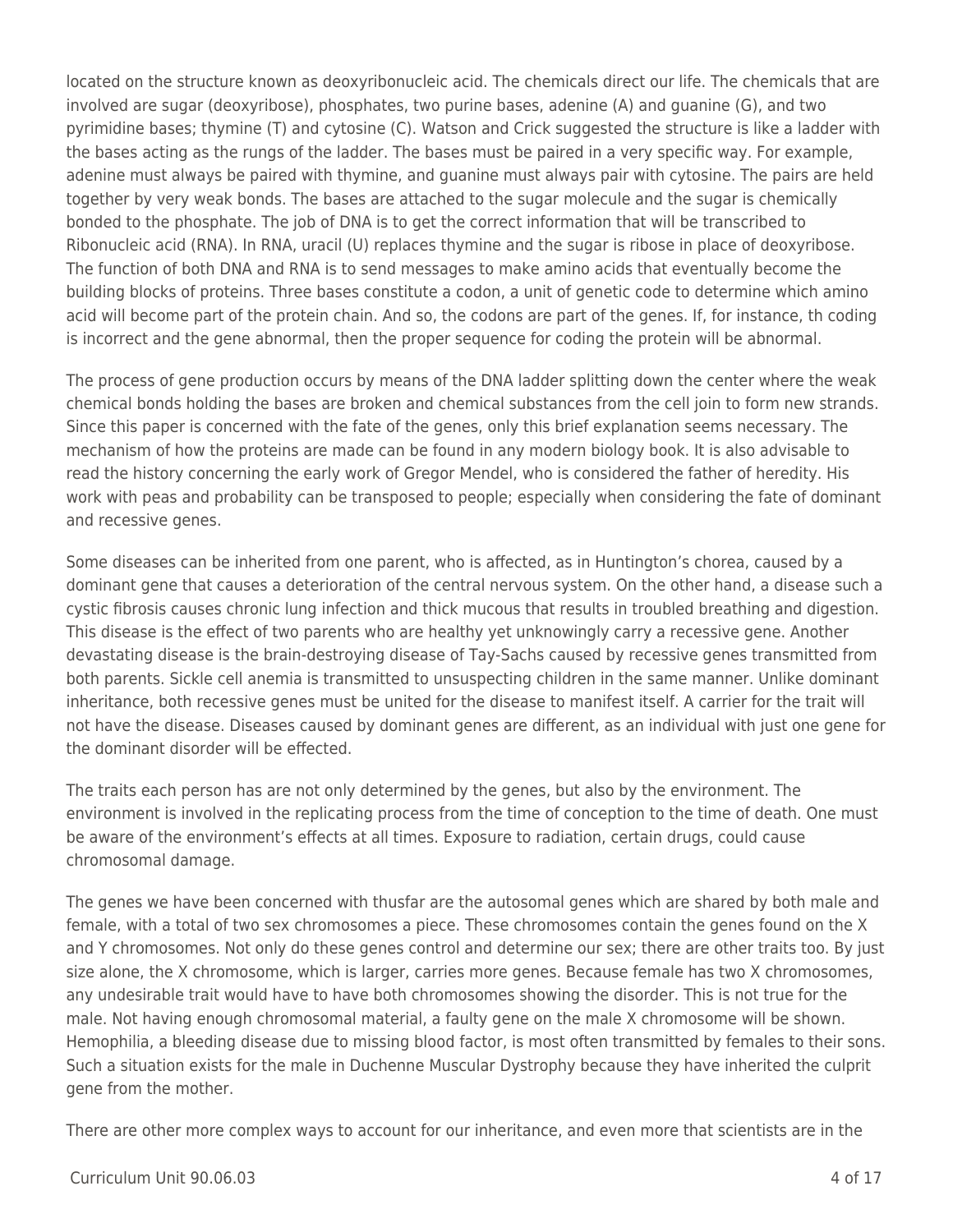located on the structure known as deoxyribonucleic acid. The chemicals direct our life. The chemicals that are involved are sugar (deoxyribose), phosphates, two purine bases, adenine (A) and guanine (G), and two pyrimidine bases; thymine (T) and cytosine (C). Watson and Crick suggested the structure is like a ladder with the bases acting as the rungs of the ladder. The bases must be paired in a very specific way. For example, adenine must always be paired with thymine, and guanine must always pair with cytosine. The pairs are held together by very weak bonds. The bases are attached to the sugar molecule and the sugar is chemically bonded to the phosphate. The job of DNA is to get the correct information that will be transcribed to Ribonucleic acid (RNA). In RNA, uracil (U) replaces thymine and the sugar is ribose in place of deoxyribose. The function of both DNA and RNA is to send messages to make amino acids that eventually become the building blocks of proteins. Three bases constitute a codon, a unit of genetic code to determine which amino acid will become part of the protein chain. And so, the codons are part of the genes. If, for instance, th coding is incorrect and the gene abnormal, then the proper sequence for coding the protein will be abnormal.

The process of gene production occurs by means of the DNA ladder splitting down the center where the weak chemical bonds holding the bases are broken and chemical substances from the cell join to form new strands. Since this paper is concerned with the fate of the genes, only this brief explanation seems necessary. The mechanism of how the proteins are made can be found in any modern biology book. It is also advisable to read the history concerning the early work of Gregor Mendel, who is considered the father of heredity. His work with peas and probability can be transposed to people; especially when considering the fate of dominant and recessive genes.

Some diseases can be inherited from one parent, who is affected, as in Huntington's chorea, caused by a dominant gene that causes a deterioration of the central nervous system. On the other hand, a disease such a cystic fibrosis causes chronic lung infection and thick mucous that results in troubled breathing and digestion. This disease is the effect of two parents who are healthy yet unknowingly carry a recessive gene. Another devastating disease is the brain-destroying disease of Tay-Sachs caused by recessive genes transmitted from both parents. Sickle cell anemia is transmitted to unsuspecting children in the same manner. Unlike dominant inheritance, both recessive genes must be united for the disease to manifest itself. A carrier for the trait will not have the disease. Diseases caused by dominant genes are different, as an individual with just one gene for the dominant disorder will be effected.

The traits each person has are not only determined by the genes, but also by the environment. The environment is involved in the replicating process from the time of conception to the time of death. One must be aware of the environment's effects at all times. Exposure to radiation, certain drugs, could cause chromosomal damage.

The genes we have been concerned with thusfar are the autosomal genes which are shared by both male and female, with a total of two sex chromosomes a piece. These chromosomes contain the genes found on the X and Y chromosomes. Not only do these genes control and determine our sex; there are other traits too. By just size alone, the X chromosome, which is larger, carries more genes. Because female has two X chromosomes, any undesirable trait would have to have both chromosomes showing the disorder. This is not true for the male. Not having enough chromosomal material, a faulty gene on the male X chromosome will be shown. Hemophilia, a bleeding disease due to missing blood factor, is most often transmitted by females to their sons. Such a situation exists for the male in Duchenne Muscular Dystrophy because they have inherited the culprit gene from the mother.

There are other more complex ways to account for our inheritance, and even more that scientists are in the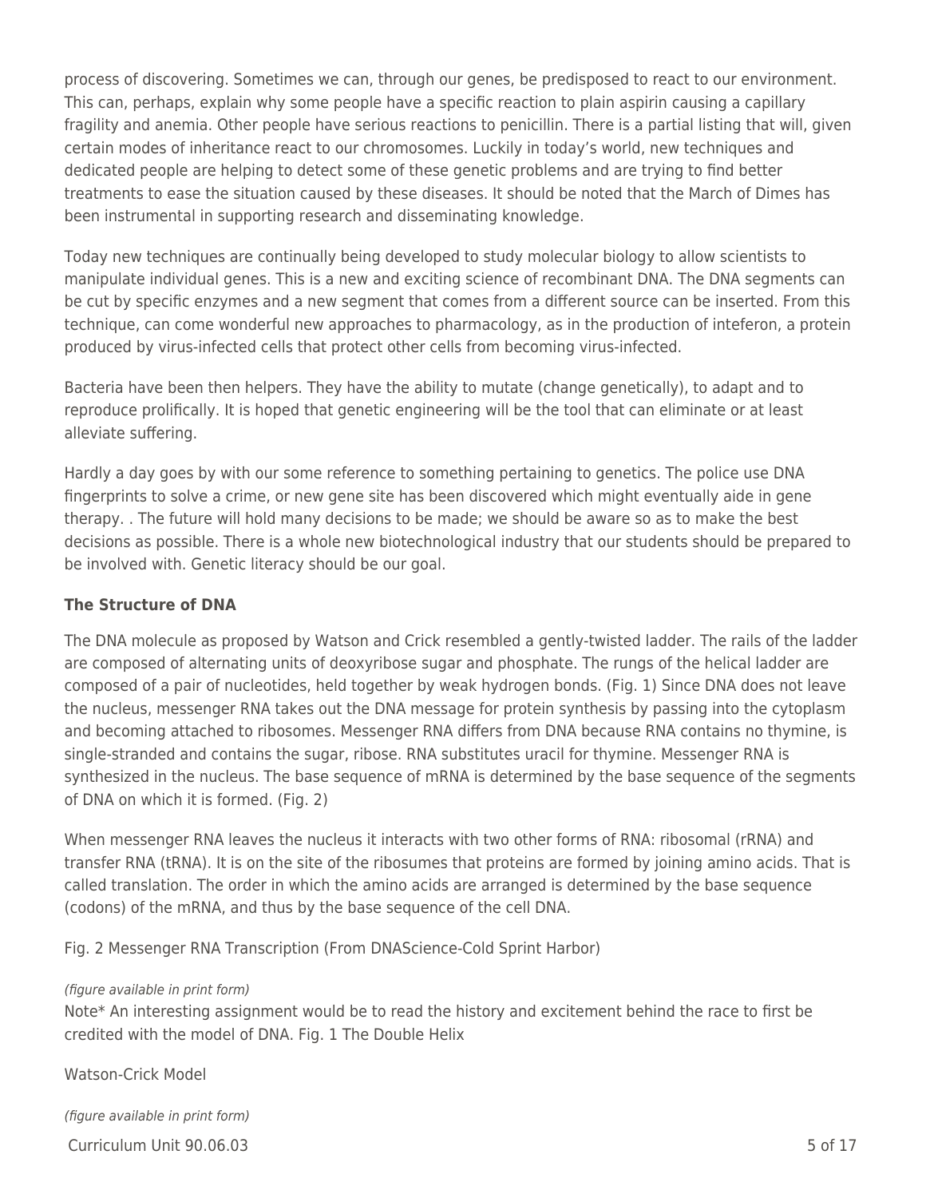process of discovering. Sometimes we can, through our genes, be predisposed to react to our environment. This can, perhaps, explain why some people have a specific reaction to plain aspirin causing a capillary fragility and anemia. Other people have serious reactions to penicillin. There is a partial listing that will, given certain modes of inheritance react to our chromosomes. Luckily in today's world, new techniques and dedicated people are helping to detect some of these genetic problems and are trying to find better treatments to ease the situation caused by these diseases. It should be noted that the March of Dimes has been instrumental in supporting research and disseminating knowledge.

Today new techniques are continually being developed to study molecular biology to allow scientists to manipulate individual genes. This is a new and exciting science of recombinant DNA. The DNA segments can be cut by specific enzymes and a new segment that comes from a different source can be inserted. From this technique, can come wonderful new approaches to pharmacology, as in the production of inteferon, a protein produced by virus-infected cells that protect other cells from becoming virus-infected.

Bacteria have been then helpers. They have the ability to mutate (change genetically), to adapt and to reproduce prolifically. It is hoped that genetic engineering will be the tool that can eliminate or at least alleviate suffering.

Hardly a day goes by with our some reference to something pertaining to genetics. The police use DNA fingerprints to solve a crime, or new gene site has been discovered which might eventually aide in gene therapy. . The future will hold many decisions to be made; we should be aware so as to make the best decisions as possible. There is a whole new biotechnological industry that our students should be prepared to be involved with. Genetic literacy should be our goal.

### The Structure of DNA

The DNA molecule as proposed by Watson and Crick resembled a gently-twisted ladder. The rails of the ladder are composed of alternating units of deoxyribose sugar and phosphate. The rungs of the helical ladder are composed of a pair of nucleotides, held together by weak hydrogen bonds. (Fig. 1) Since DNA does not leave the nucleus, messenger RNA takes out the DNA message for protein synthesis by passing into the cytoplasm and becoming attached to ribosomes. Messenger RNA differs from DNA because RNA contains no thymine, is single-stranded and contains the sugar, ribose. RNA substitutes uracil for thymine. Messenger RNA is synthesized in the nucleus. The base sequence of mRNA is determined by the base sequence of the segments of DNA on which it is formed. (Fig. 2)

When messenger RNA leaves the nucleus it interacts with two other forms of RNA: ribosomal (rRNA) and transfer RNA (tRNA). It is on the site of the ribosumes that proteins are formed by joining amino acids. That is called translation. The order in which the amino acids are arranged is determined by the base sequence (codons) of the mRNA, and thus by the base sequence of the cell DNA.

Fig. 2 Messenger RNA Transcription (From DNAScience-Cold Sprint Harbor)

*(figure available in print form)*

Note* An interesting assignment would be to read the history and excitement behind the race to first be credited with the model of DNA. Fig. 1 The Double Helix

Watson-Crick Model

*(figure available in print form)*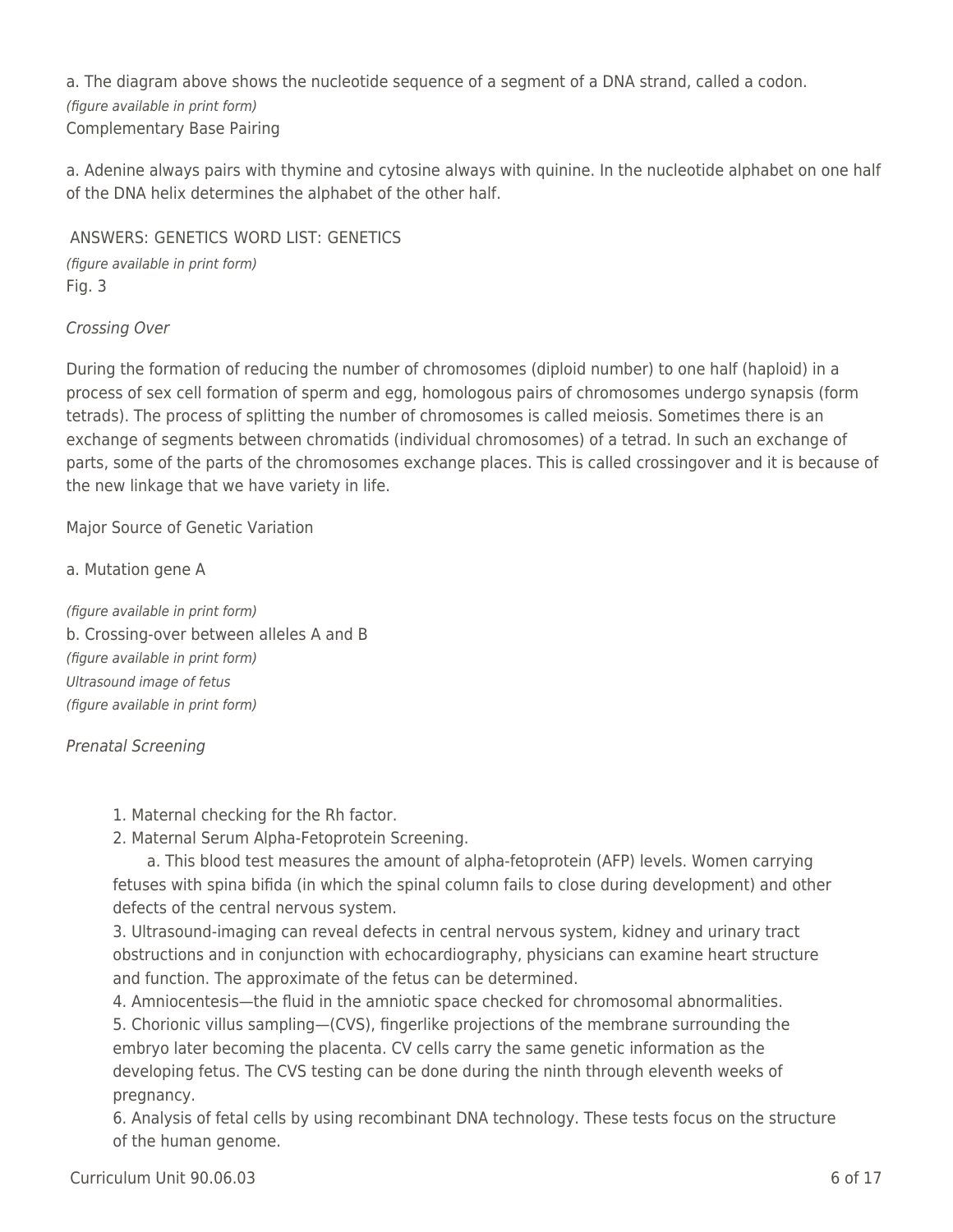a. The diagram above shows the nucleotide sequence of a segment of a DNA strand, called a codon.

*(figure available in print form)*

Complementary Base Pairing

a. Adenine always pairs with thymine and cytosine always with quinine. In the nucleotide alphabet on one half of the DNA helix determines the alphabet of the other half.

ANSWERS: GENETICS WORD LIST: GENETICS

*(figure available in print form)*

Fig. 3

*Crossing Over*

During the formation of reducing the number of chromosomes (diploid number) to one half (haploid) in a process of sex cell formation of sperm and egg, homologous pairs of chromosomes undergo synapsis (form tetrads). The process of splitting the number of chromosomes is called meiosis. Sometimes there is an exchange of segments between chromatids (individual chromosomes) of a tetrad. In such an exchange of parts, some of the parts of the chromosomes exchange places. This is called crossingover and it is because of the new linkage that we have variety in life.

Major Source of Genetic Variation

a. Mutation gene A

*(figure available in print form)*

b. Crossing-over between alleles A and B

*(figure available in print form)*

*Ultrasound image of fetus*

*(figure available in print form)*

*Prenatal Screening*

1. Maternal checking for the Rh factor.
2. Maternal Serum Alpha-Fetoprotein Screening.
   a. This blood test measures the amount of alpha-fetoprotein (AFP) levels. Women carrying fetuses with spina bifida (in which the spinal column fails to close during development) and other defects of the central nervous system.
3. Ultrasound-imaging can reveal defects in central nervous system, kidney and urinary tract obstructions and in conjunction with echocardiography, physicians can examine heart structure and function. The approximate of the fetus can be determined.
4. Amniocentesis—the fluid in the amniotic space checked for chromosomal abnormalities.
5. Chorionic villus sampling—(CVS), fingerlike projections of the membrane surrounding the embryo later becoming the placenta. CV cells carry the same genetic information as the developing fetus. The CVS testing can be done during the ninth through eleventh weeks of pregnancy.
6. Analysis of fetal cells by using recombinant DNA technology. These tests focus on the structure of the human genome.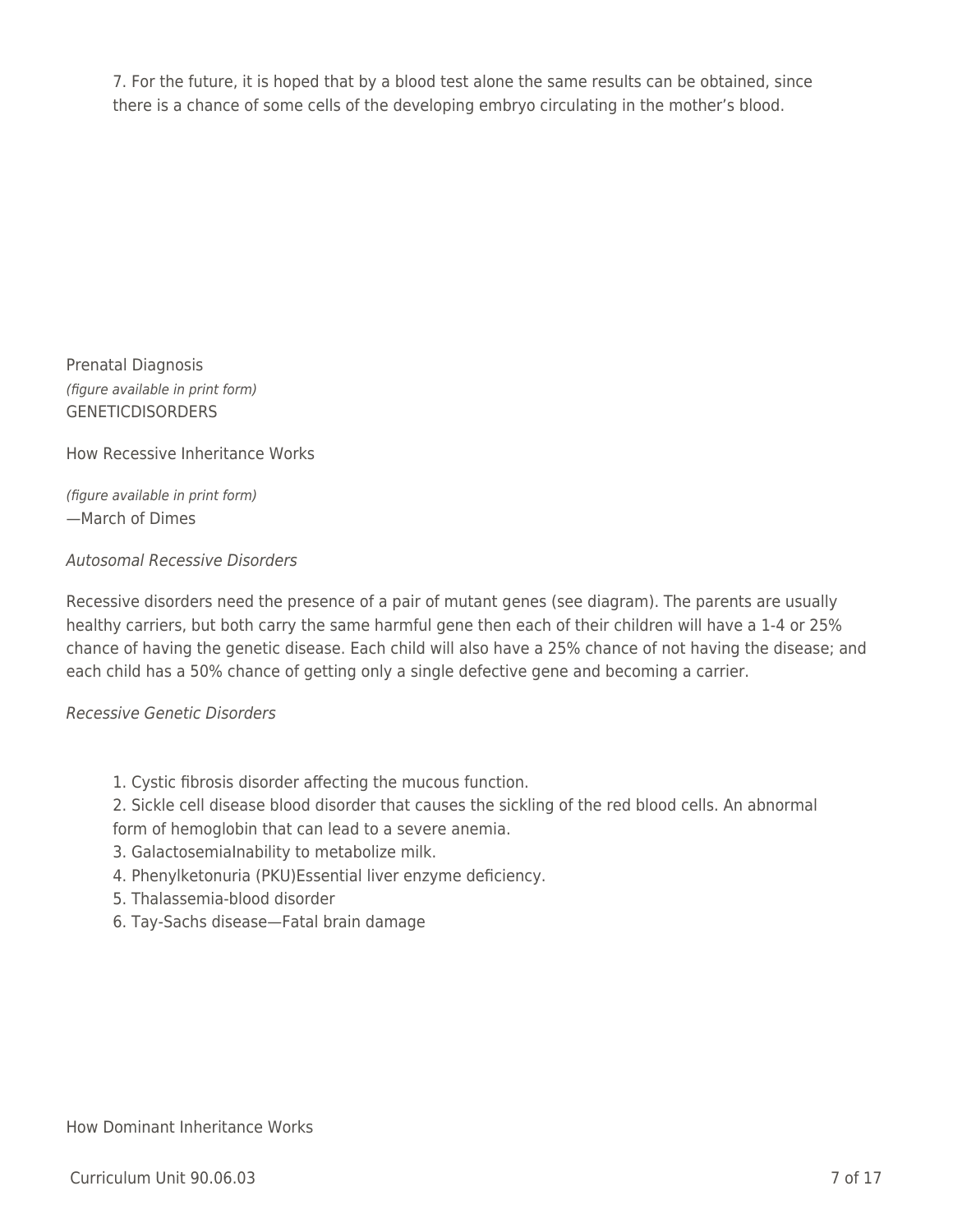7. For the future, it is hoped that by a blood test alone the same results can be obtained, since there is a chance of some cells of the developing embryo circulating in the mother's blood.

Prenatal Diagnosis
*(figure available in print form)*
GENETICDISORDERS

How Recessive Inheritance Works

*(figure available in print form)*
—March of Dimes

*Autosomal Recessive Disorders*

Recessive disorders need the presence of a pair of mutant genes (see diagram). The parents are usually healthy carriers, but both carry the same harmful gene then each of their children will have a 1-4 or 25% chance of having the genetic disease. Each child will also have a 25% chance of not having the disease; and each child has a 50% chance of getting only a single defective gene and becoming a carrier.

*Recessive Genetic Disorders*

1. Cystic fibrosis disorder affecting the mucous function.
2. Sickle cell disease blood disorder that causes the sickling of the red blood cells. An abnormal form of hemoglobin that can lead to a severe anemia.
3. GalactosemiaInability to metabolize milk.
4. Phenylketonuria (PKU)Essential liver enzyme deficiency.
5. Thalassemia-blood disorder
6. Tay-Sachs disease—Fatal brain damage

How Dominant Inheritance Works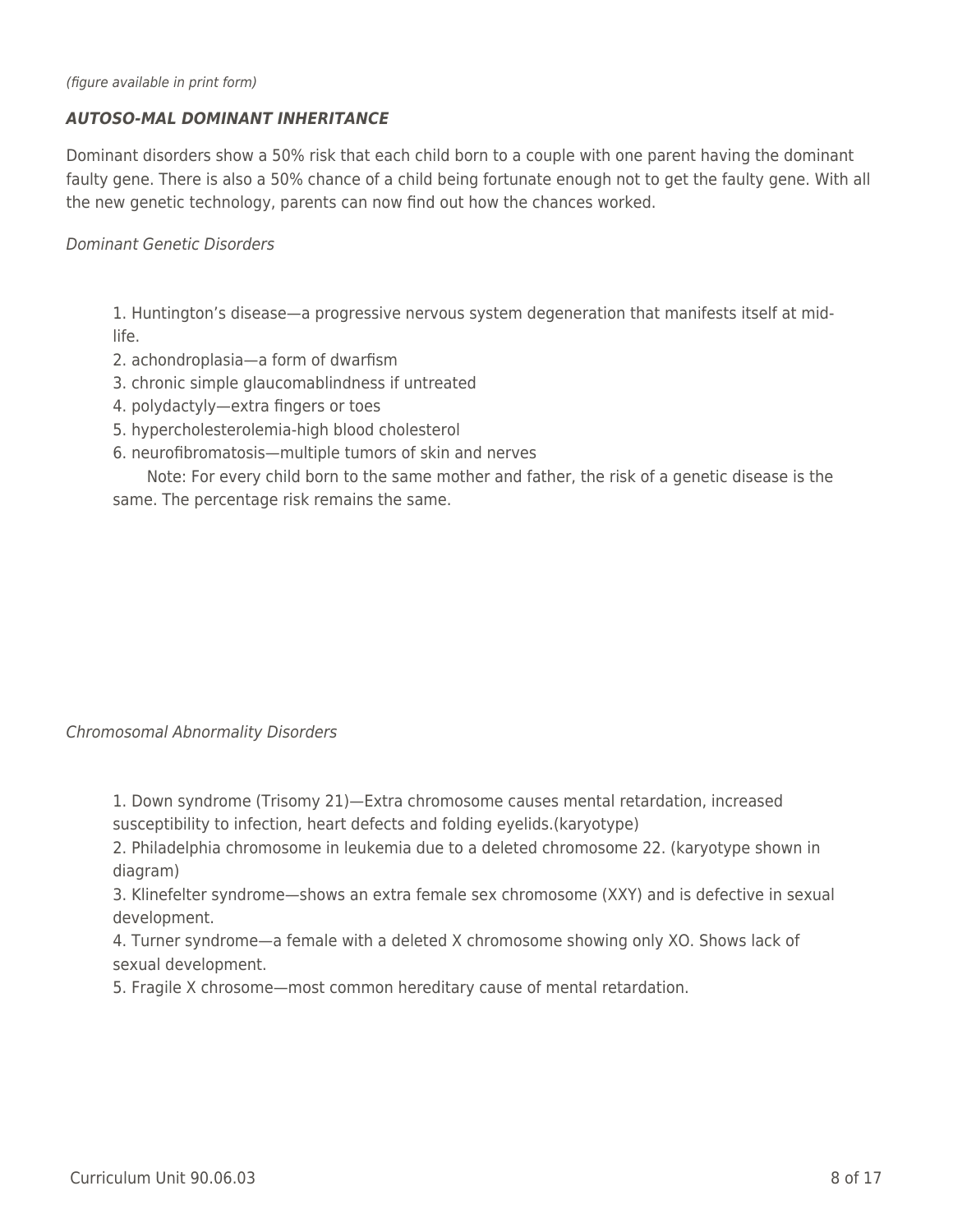*(figure available in print form)*

### *AUTOSO-MAL DOMINANT INHERITANCE*

Dominant disorders show a 50% risk that each child born to a couple with one parent having the dominant faulty gene. There is also a 50% chance of a child being fortunate enough not to get the faulty gene. With all the new genetic technology, parents can now find out how the chances worked.

*Dominant Genetic Disorders*

1. Huntington's disease—a progressive nervous system degeneration that manifests itself at mid-life.
2. achondroplasia—a form of dwarfism
3. chronic simple glaucomablindness if untreated
4. polydactyly—extra fingers or toes
5. hypercholesterolemia-high blood cholesterol
6. neurofibromatosis—multiple tumors of skin and nerves

 Note: For every child born to the same mother and father, the risk of a genetic disease is the same. The percentage risk remains the same.

*Chromosomal Abnormality Disorders*

1. Down syndrome (Trisomy 21)—Extra chromosome causes mental retardation, increased susceptibility to infection, heart defects and folding eyelids.(karyotype)
2. Philadelphia chromosome in leukemia due to a deleted chromosome 22. (karyotype shown in diagram)
3. Klinefelter syndrome—shows an extra female sex chromosome (XXY) and is defective in sexual development.
4. Turner syndrome—a female with a deleted X chromosome showing only XO. Shows lack of sexual development.
5. Fragile X chrosome—most common hereditary cause of mental retardation.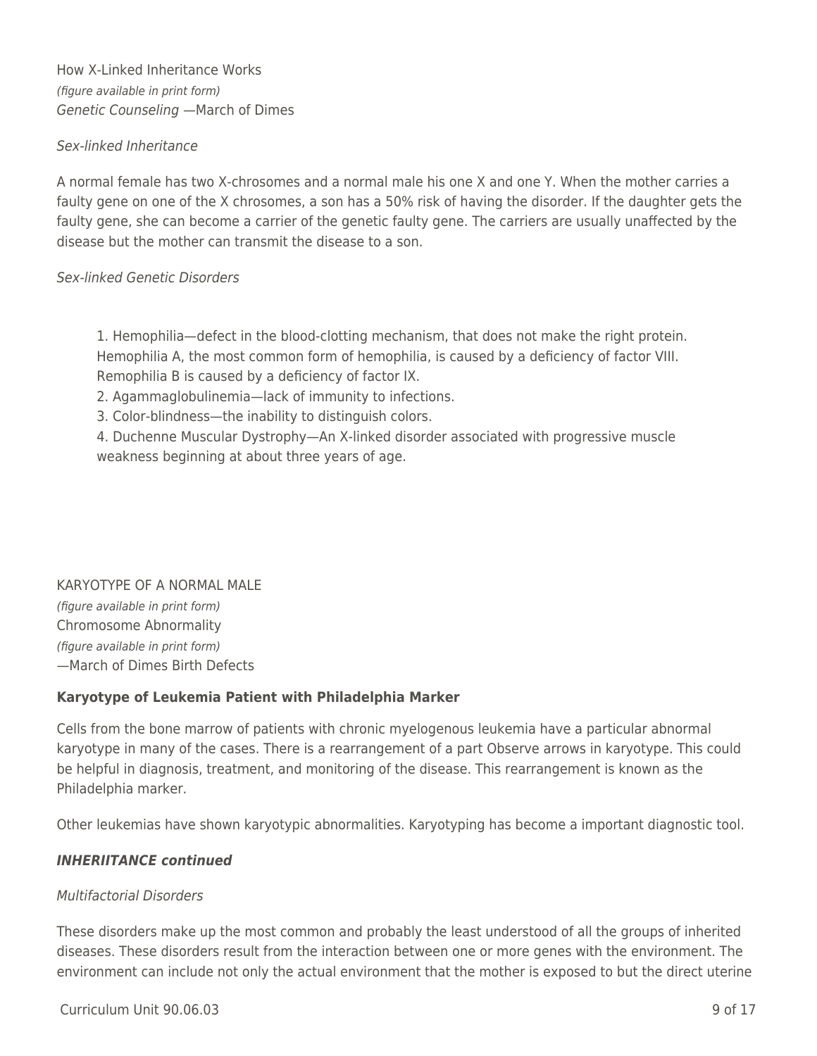How X-Linked Inheritance Works

*(figure available in print form)*

*Genetic Counseling* —March of Dimes

*Sex-linked Inheritance*

A normal female has two X-chrosomes and a normal male his one X and one Y. When the mother carries a faulty gene on one of the X chrosomes, a son has a 50% risk of having the disorder. If the daughter gets the faulty gene, she can become a carrier of the genetic faulty gene. The carriers are usually unaffected by the disease but the mother can transmit the disease to a son.

*Sex-linked Genetic Disorders*

1. Hemophilia—defect in the blood-clotting mechanism, that does not make the right protein. Hemophilia A, the most common form of hemophilia, is caused by a deficiency of factor VIII. Remophilia B is caused by a deficiency of factor IX.
2. Agammaglobulinemia—lack of immunity to infections.
3. Color-blindness—the inability to distinguish colors.
4. Duchenne Muscular Dystrophy—An X-linked disorder associated with progressive muscle weakness beginning at about three years of age.

KARYOTYPE OF A NORMAL MALE

*(figure available in print form)*

Chromosome Abnormality

*(figure available in print form)*

—March of Dimes Birth Defects

**Karyotype of Leukemia Patient with Philadelphia Marker**

Cells from the bone marrow of patients with chronic myelogenous leukemia have a particular abnormal karyotype in many of the cases. There is a rearrangement of a part Observe arrows in karyotype. This could be helpful in diagnosis, treatment, and monitoring of the disease. This rearrangement is known as the Philadelphia marker.

Other leukemias have shown karyotypic abnormalities. Karyotyping has become a important diagnostic tool.

***INHERIITANCE continued***

*Multifactorial Disorders*

These disorders make up the most common and probably the least understood of all the groups of inherited diseases. These disorders result from the interaction between one or more genes with the environment. The environment can include not only the actual environment that the mother is exposed to but the direct uterine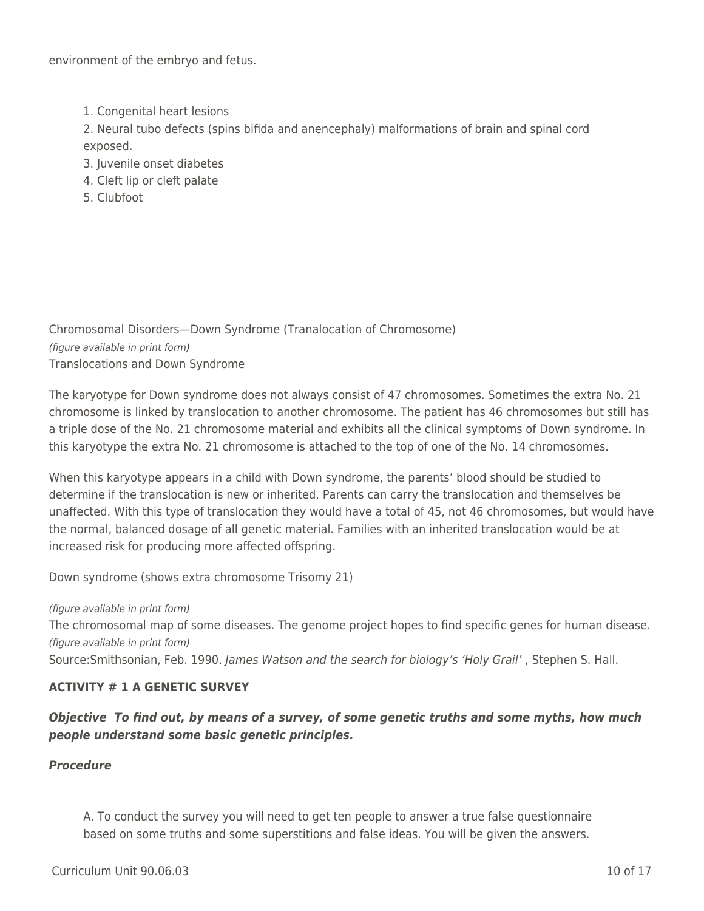environment of the embryo and fetus.

1. Congenital heart lesions
2. Neural tubo defects (spins bifida and anencephaly) malformations of brain and spinal cord exposed.
3. Juvenile onset diabetes
4. Cleft lip or cleft palate
5. Clubfoot

Chromosomal Disorders—Down Syndrome (Tranalocation of Chromosome)

*(figure available in print form)*

Translocations and Down Syndrome

The karyotype for Down syndrome does not always consist of 47 chromosomes. Sometimes the extra No. 21 chromosome is linked by translocation to another chromosome. The patient has 46 chromosomes but still has a triple dose of the No. 21 chromosome material and exhibits all the clinical symptoms of Down syndrome. In this karyotype the extra No. 21 chromosome is attached to the top of one of the No. 14 chromosomes.

When this karyotype appears in a child with Down syndrome, the parents' blood should be studied to determine if the translocation is new or inherited. Parents can carry the translocation and themselves be unaffected. With this type of translocation they would have a total of 45, not 46 chromosomes, but would have the normal, balanced dosage of all genetic material. Families with an inherited translocation would be at increased risk for producing more affected offspring.

Down syndrome (shows extra chromosome Trisomy 21)

*(figure available in print form)*

The chromosomal map of some diseases. The genome project hopes to find specific genes for human disease.

*(figure available in print form)*

Source:Smithsonian, Feb. 1990. *James Watson and the search for biology's 'Holy Grail'* , Stephen S. Hall.

**ACTIVITY # 1 A GENETIC SURVEY**

***Objective To find out, by means of a survey, of some genetic truths and some myths, how much people understand some basic genetic principles.***

***Procedure***

A. To conduct the survey you will need to get ten people to answer a true false questionnaire based on some truths and some superstitions and false ideas. You will be given the answers.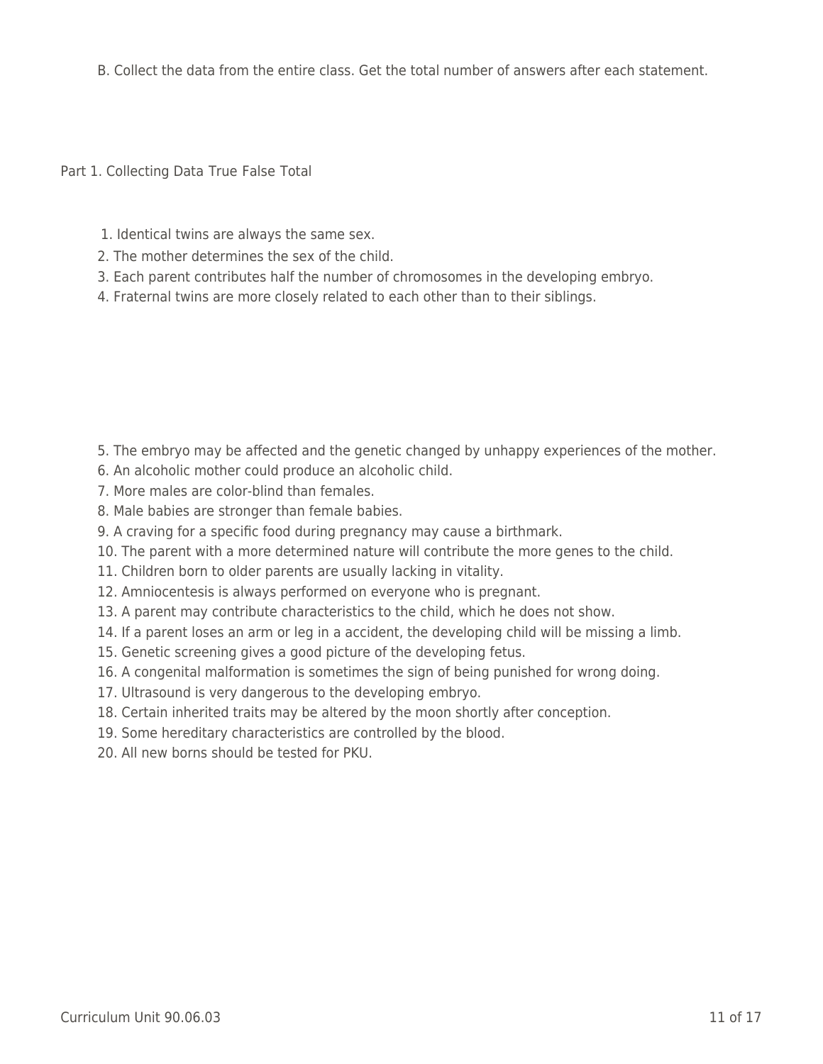B. Collect the data from the entire class. Get the total number of answers after each statement.

Part 1. Collecting Data True False Total

1. Identical twins are always the same sex.
2. The mother determines the sex of the child.
3. Each parent contributes half the number of chromosomes in the developing embryo.
4. Fraternal twins are more closely related to each other than to their siblings.
5. The embryo may be affected and the genetic changed by unhappy experiences of the mother.
6. An alcoholic mother could produce an alcoholic child.
7. More males are color-blind than females.
8. Male babies are stronger than female babies.
9. A craving for a specific food during pregnancy may cause a birthmark.
10. The parent with a more determined nature will contribute the more genes to the child.
11. Children born to older parents are usually lacking in vitality.
12. Amniocentesis is always performed on everyone who is pregnant.
13. A parent may contribute characteristics to the child, which he does not show.
14. If a parent loses an arm or leg in a accident, the developing child will be missing a limb.
15. Genetic screening gives a good picture of the developing fetus.
16. A congenital malformation is sometimes the sign of being punished for wrong doing.
17. Ultrasound is very dangerous to the developing embryo.
18. Certain inherited traits may be altered by the moon shortly after conception.
19. Some hereditary characteristics are controlled by the blood.
20. All new borns should be tested for PKU.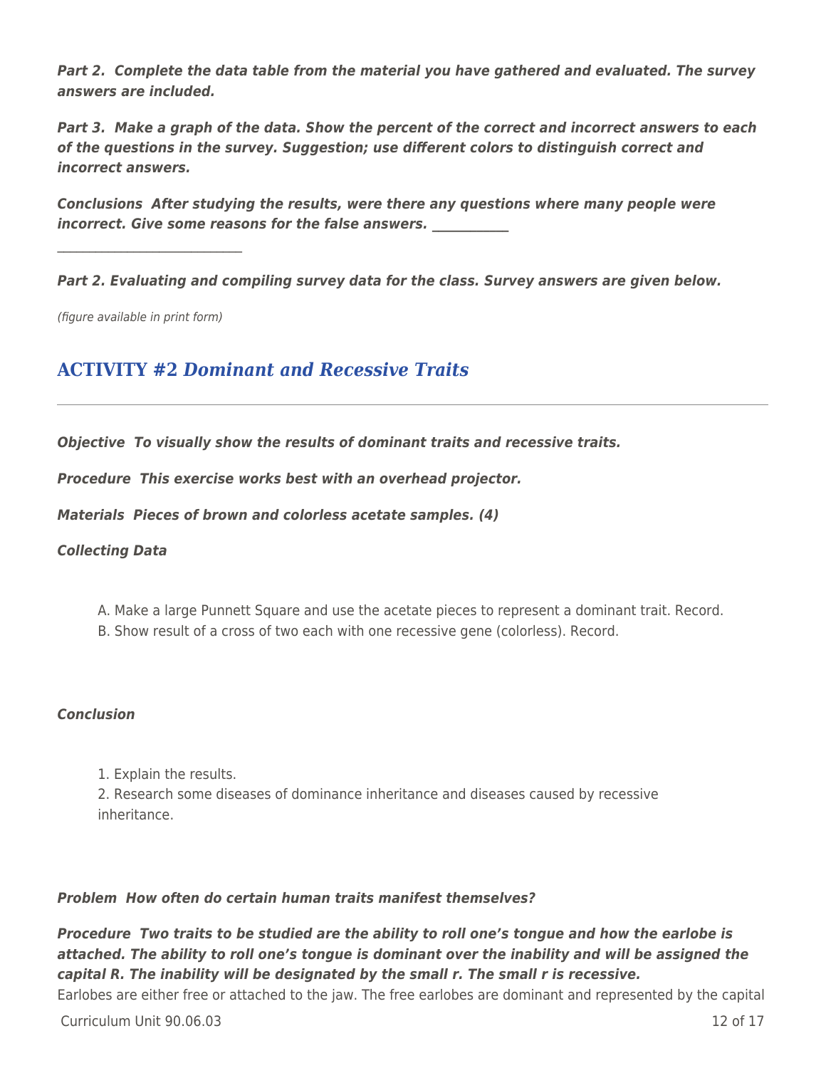***Part 2. Complete the data table from the material you have gathered and evaluated. The survey answers are included.***

***Part 3. Make a graph of the data. Show the percent of the correct and incorrect answers to each of the questions in the survey. Suggestion; use different colors to distinguish correct and incorrect answers.***

***Conclusions After studying the results, were there any questions where many people were incorrect. Give some reasons for the false answers. ___________***

***___________________________***

***Part 2. Evaluating and compiling survey data for the class. Survey answers are given below.***

*(figure available in print form)*

## ACTIVITY #2 *Dominant and Recessive Traits*

***Objective To visually show the results of dominant traits and recessive traits.***

***Procedure This exercise works best with an overhead projector.***

***Materials Pieces of brown and colorless acetate samples. (4)***

***Collecting Data***

A. Make a large Punnett Square and use the acetate pieces to represent a dominant trait. Record.
B. Show result of a cross of two each with one recessive gene (colorless). Record.

***Conclusion***

1. Explain the results.
2. Research some diseases of dominance inheritance and diseases caused by recessive inheritance.

***Problem How often do certain human traits manifest themselves?***

***Procedure Two traits to be studied are the ability to roll one's tongue and how the earlobe is attached. The ability to roll one's tongue is dominant over the inability and will be assigned the capital R. The inability will be designated by the small r. The small r is recessive.***
Earlobes are either free or attached to the jaw. The free earlobes are dominant and represented by the capital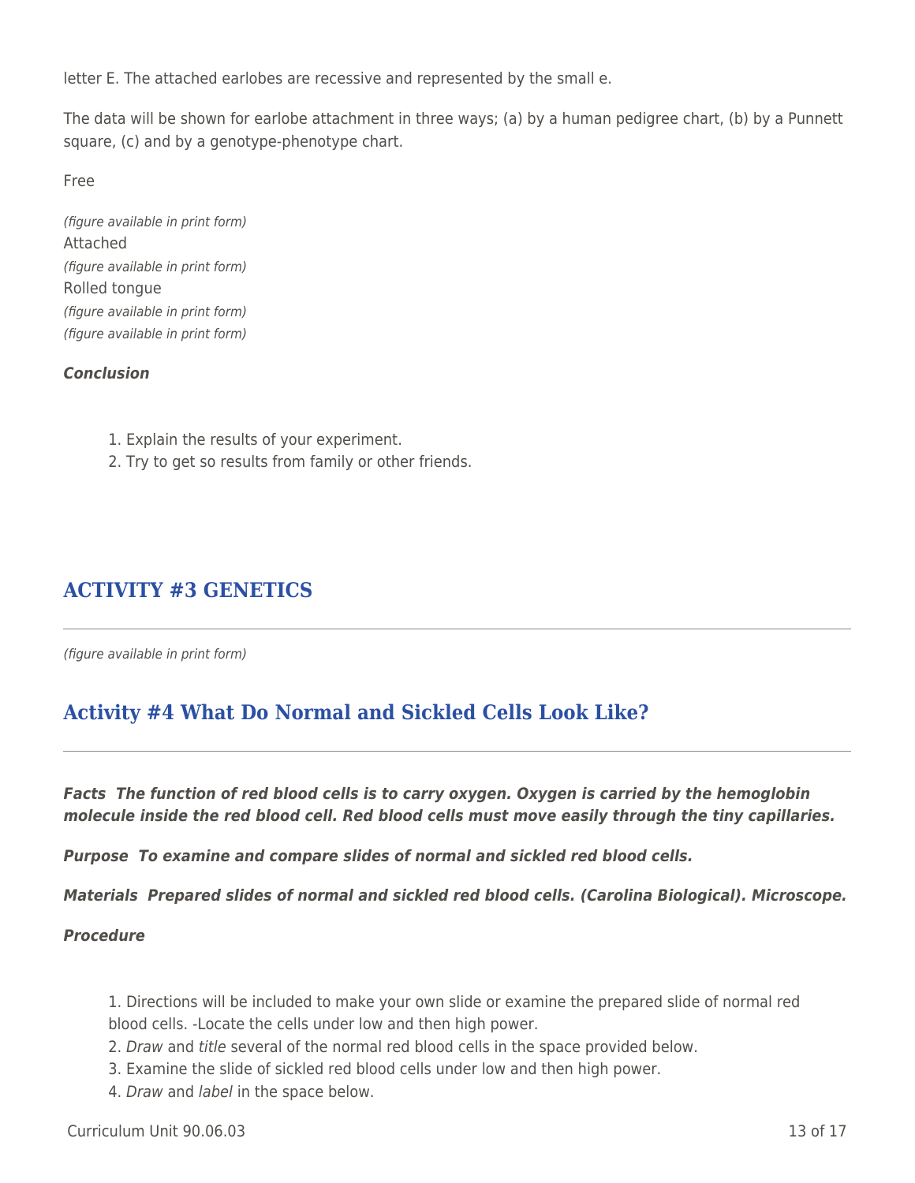letter E. The attached earlobes are recessive and represented by the small e.

The data will be shown for earlobe attachment in three ways; (a) by a human pedigree chart, (b) by a Punnett square, (c) and by a genotype-phenotype chart.

Free

*(figure available in print form)*
Attached
*(figure available in print form)*
Rolled tongue
*(figure available in print form)*
*(figure available in print form)*

***Conclusion***

1. Explain the results of your experiment.
2. Try to get so results from family or other friends.

## ACTIVITY #3 GENETICS

*(figure available in print form)*

## Activity #4 What Do Normal and Sickled Cells Look Like?

***Facts  The function of red blood cells is to carry oxygen. Oxygen is carried by the hemoglobin molecule inside the red blood cell. Red blood cells must move easily through the tiny capillaries.***

***Purpose  To examine and compare slides of normal and sickled red blood cells.***

***Materials  Prepared slides of normal and sickled red blood cells. (Carolina Biological). Microscope.***

***Procedure***

1. Directions will be included to make your own slide or examine the prepared slide of normal red blood cells. -Locate the cells under low and then high power.
2. *Draw* and *title* several of the normal red blood cells in the space provided below.
3. Examine the slide of sickled red blood cells under low and then high power.
4. *Draw* and *label* in the space below.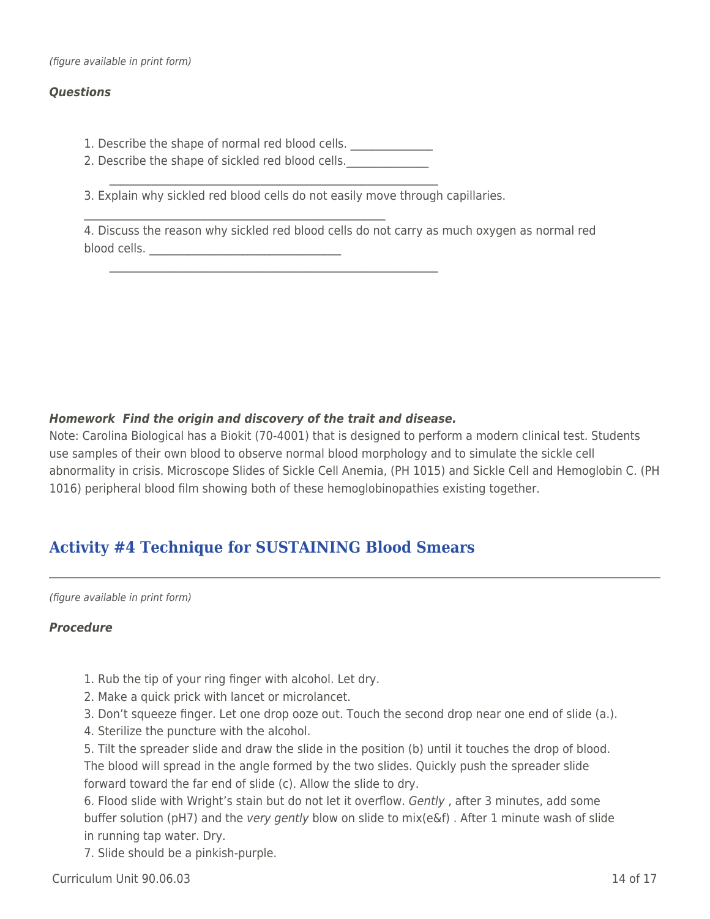*(figure available in print form)*

***Questions***

1. Describe the shape of normal red blood cells. _______________
2. Describe the shape of sickled red blood cells._______________

   ____________________________________________________________

3. Explain why sickled red blood cells do not easily move through capillaries.

   _______________________________________________________

4. Discuss the reason why sickled red blood cells do not carry as much oxygen as normal red blood cells. ___________________________________

   ____________________________________________________________

***Homework Find the origin and discovery of the trait and disease.***

Note: Carolina Biological has a Biokit (70-4001) that is designed to perform a modern clinical test. Students use samples of their own blood to observe normal blood morphology and to simulate the sickle cell abnormality in crisis. Microscope Slides of Sickle Cell Anemia, (PH 1015) and Sickle Cell and Hemoglobin C. (PH 1016) peripheral blood film showing both of these hemoglobinopathies existing together.

## Activity #4 Technique for SUSTAINING Blood Smears

*(figure available in print form)*

***Procedure***

1. Rub the tip of your ring finger with alcohol. Let dry.
2. Make a quick prick with lancet or microlancet.
3. Don't squeeze finger. Let one drop ooze out. Touch the second drop near one end of slide (a.).
4. Sterilize the puncture with the alcohol.
5. Tilt the spreader slide and draw the slide in the position (b) until it touches the drop of blood. The blood will spread in the angle formed by the two slides. Quickly push the spreader slide forward toward the far end of slide (c). Allow the slide to dry.
6. Flood slide with Wright's stain but do not let it overflow. *Gently* , after 3 minutes, add some buffer solution (pH7) and the *very gently* blow on slide to mix(e&f) . After 1 minute wash of slide in running tap water. Dry.
7. Slide should be a pinkish-purple.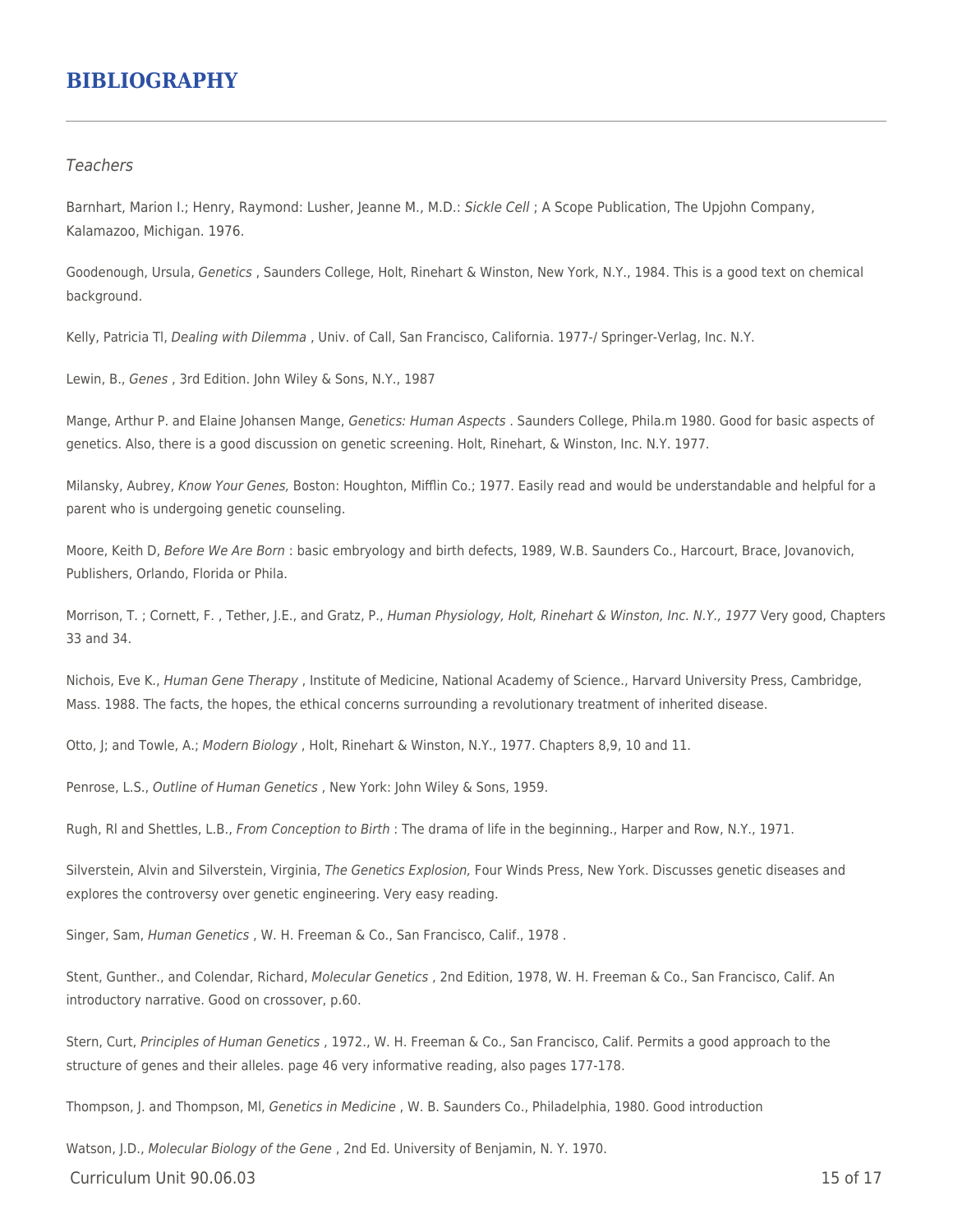# BIBLIOGRAPHY

*Teachers*

Barnhart, Marion I.; Henry, Raymond: Lusher, Jeanne M., M.D.: *Sickle Cell* ; A Scope Publication, The Upjohn Company, Kalamazoo, Michigan. 1976.

Goodenough, Ursula, *Genetics* , Saunders College, Holt, Rinehart & Winston, New York, N.Y., 1984. This is a good text on chemical background.

Kelly, Patricia Tl, *Dealing with Dilemma* , Univ. of Call, San Francisco, California. 1977-/ Springer-Verlag, Inc. N.Y.

Lewin, B., *Genes* , 3rd Edition. John Wiley & Sons, N.Y., 1987

Mange, Arthur P. and Elaine Johansen Mange, *Genetics: Human Aspects* . Saunders College, Phila.m 1980. Good for basic aspects of genetics. Also, there is a good discussion on genetic screening. Holt, Rinehart, & Winston, Inc. N.Y. 1977.

Milansky, Aubrey, *Know Your Genes,* Boston: Houghton, Mifflin Co.; 1977. Easily read and would be understandable and helpful for a parent who is undergoing genetic counseling.

Moore, Keith D, *Before We Are Born* : basic embryology and birth defects, 1989, W.B. Saunders Co., Harcourt, Brace, Jovanovich, Publishers, Orlando, Florida or Phila.

Morrison, T. ; Cornett, F. , Tether, J.E., and Gratz, P., *Human Physiology, Holt, Rinehart & Winston, Inc. N.Y., 1977* Very good, Chapters 33 and 34.

Nichois, Eve K., *Human Gene Therapy* , Institute of Medicine, National Academy of Science., Harvard University Press, Cambridge, Mass. 1988. The facts, the hopes, the ethical concerns surrounding a revolutionary treatment of inherited disease.

Otto, J; and Towle, A.; *Modern Biology* , Holt, Rinehart & Winston, N.Y., 1977. Chapters 8,9, 10 and 11.

Penrose, L.S., *Outline of Human Genetics* , New York: John Wiley & Sons, 1959.

Rugh, Rl and Shettles, L.B., *From Conception to Birth* : The drama of life in the beginning., Harper and Row, N.Y., 1971.

Silverstein, Alvin and Silverstein, Virginia, *The Genetics Explosion,* Four Winds Press, New York. Discusses genetic diseases and explores the controversy over genetic engineering. Very easy reading.

Singer, Sam, *Human Genetics* , W. H. Freeman & Co., San Francisco, Calif., 1978 .

Stent, Gunther., and Colendar, Richard, *Molecular Genetics* , 2nd Edition, 1978, W. H. Freeman & Co., San Francisco, Calif. An introductory narrative. Good on crossover, p.60.

Stern, Curt, *Principles of Human Genetics* , 1972., W. H. Freeman & Co., San Francisco, Calif. Permits a good approach to the structure of genes and their alleles. page 46 very informative reading, also pages 177-178.

Thompson, J. and Thompson, Ml, *Genetics in Medicine* , W. B. Saunders Co., Philadelphia, 1980. Good introduction

Watson, J.D., *Molecular Biology of the Gene* , 2nd Ed. University of Benjamin, N. Y. 1970.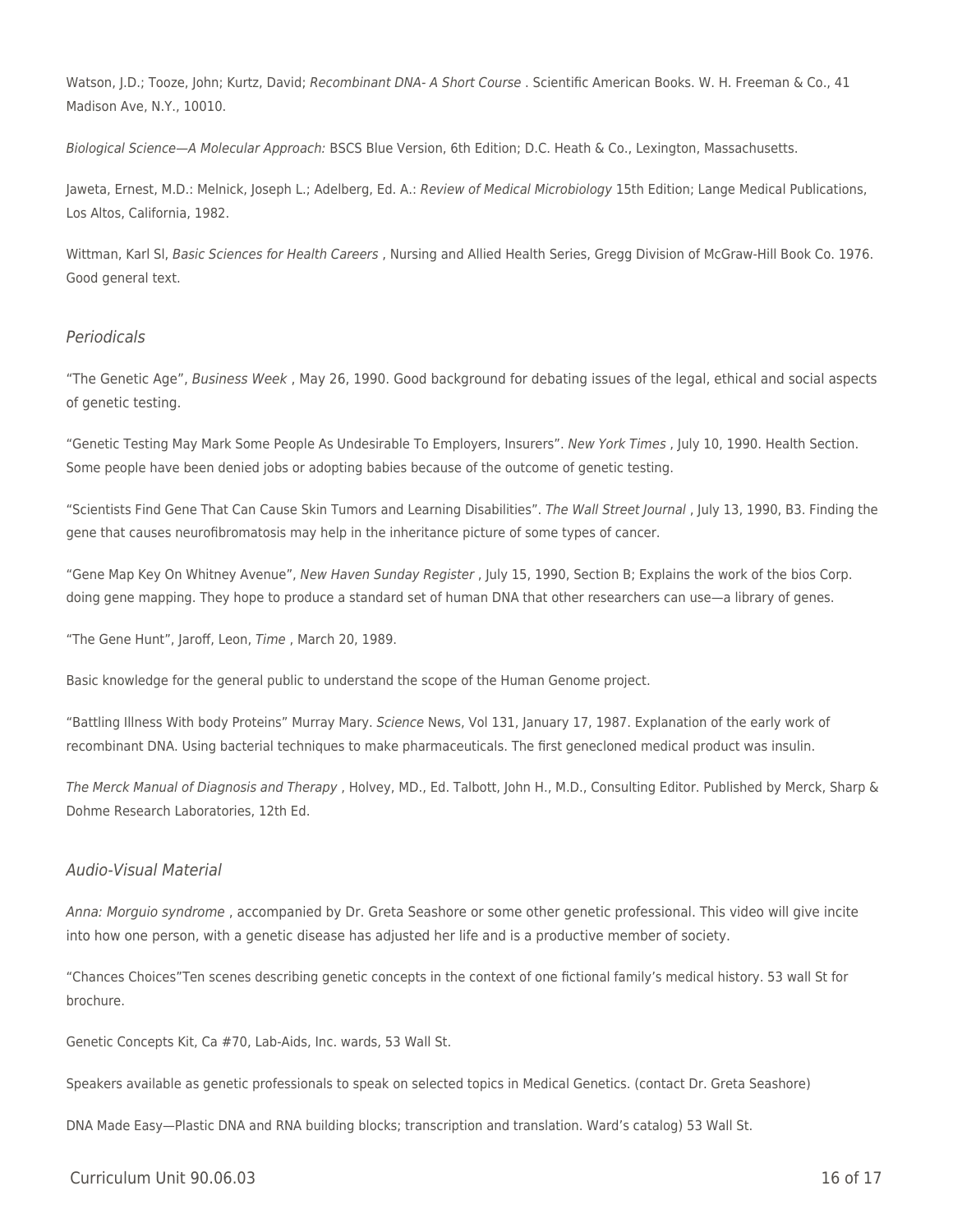Watson, J.D.; Tooze, John; Kurtz, David; *Recombinant DNA- A Short Course* . Scientific American Books. W. H. Freeman & Co., 41 Madison Ave, N.Y., 10010.

*Biological Science—A Molecular Approach:* BSCS Blue Version, 6th Edition; D.C. Heath & Co., Lexington, Massachusetts.

Jaweta, Ernest, M.D.: Melnick, Joseph L.; Adelberg, Ed. A.: *Review of Medical Microbiology* 15th Edition; Lange Medical Publications, Los Altos, California, 1982.

Wittman, Karl Sl, *Basic Sciences for Health Careers* , Nursing and Allied Health Series, Gregg Division of McGraw-Hill Book Co. 1976. Good general text.

### *Periodicals*

"The Genetic Age", *Business Week* , May 26, 1990. Good background for debating issues of the legal, ethical and social aspects of genetic testing.

"Genetic Testing May Mark Some People As Undesirable To Employers, Insurers". *New York Times* , July 10, 1990. Health Section. Some people have been denied jobs or adopting babies because of the outcome of genetic testing.

"Scientists Find Gene That Can Cause Skin Tumors and Learning Disabilities". *The Wall Street Journal* , July 13, 1990, B3. Finding the gene that causes neurofibromatosis may help in the inheritance picture of some types of cancer.

"Gene Map Key On Whitney Avenue", *New Haven Sunday Register* , July 15, 1990, Section B; Explains the work of the bios Corp. doing gene mapping. They hope to produce a standard set of human DNA that other researchers can use—a library of genes.

"The Gene Hunt", Jaroff, Leon, *Time* , March 20, 1989.

Basic knowledge for the general public to understand the scope of the Human Genome project.

"Battling Illness With body Proteins" Murray Mary. *Science* News, Vol 131, January 17, 1987. Explanation of the early work of recombinant DNA. Using bacterial techniques to make pharmaceuticals. The first genecloned medical product was insulin.

*The Merck Manual of Diagnosis and Therapy* , Holvey, MD., Ed. Talbott, John H., M.D., Consulting Editor. Published by Merck, Sharp & Dohme Research Laboratories, 12th Ed.

### *Audio-Visual Material*

*Anna: Morguio syndrome* , accompanied by Dr. Greta Seashore or some other genetic professional. This video will give incite into how one person, with a genetic disease has adjusted her life and is a productive member of society.

"Chances Choices"Ten scenes describing genetic concepts in the context of one fictional family's medical history. 53 wall St for brochure.

Genetic Concepts Kit, Ca #70, Lab-Aids, Inc. wards, 53 Wall St.

Speakers available as genetic professionals to speak on selected topics in Medical Genetics. (contact Dr. Greta Seashore)

DNA Made Easy—Plastic DNA and RNA building blocks; transcription and translation. Ward's catalog) 53 Wall St.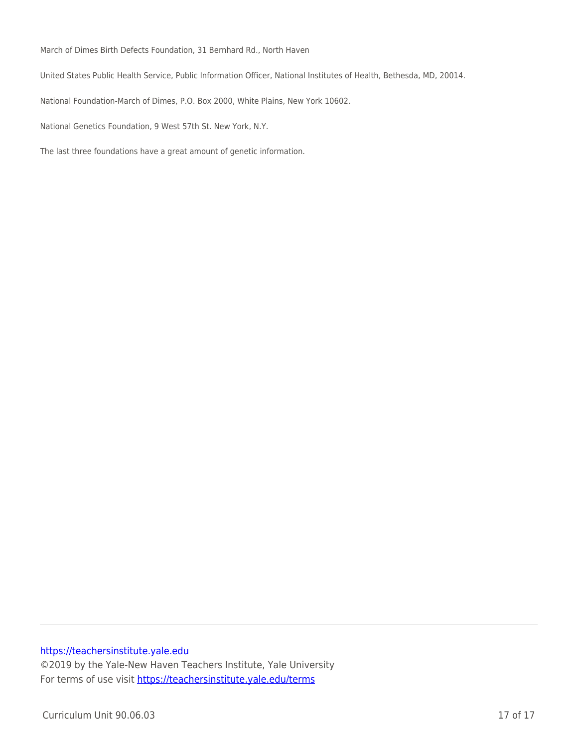March of Dimes Birth Defects Foundation, 31 Bernhard Rd., North Haven

United States Public Health Service, Public Information Officer, National Institutes of Health, Bethesda, MD, 20014.

National Foundation-March of Dimes, P.O. Box 2000, White Plains, New York 10602.

National Genetics Foundation, 9 West 57th St. New York, N.Y.

The last three foundations have a great amount of genetic information.

https://teachersinstitute.yale.edu
©2019 by the Yale-New Haven Teachers Institute, Yale University
For terms of use visit https://teachersinstitute.yale.edu/terms